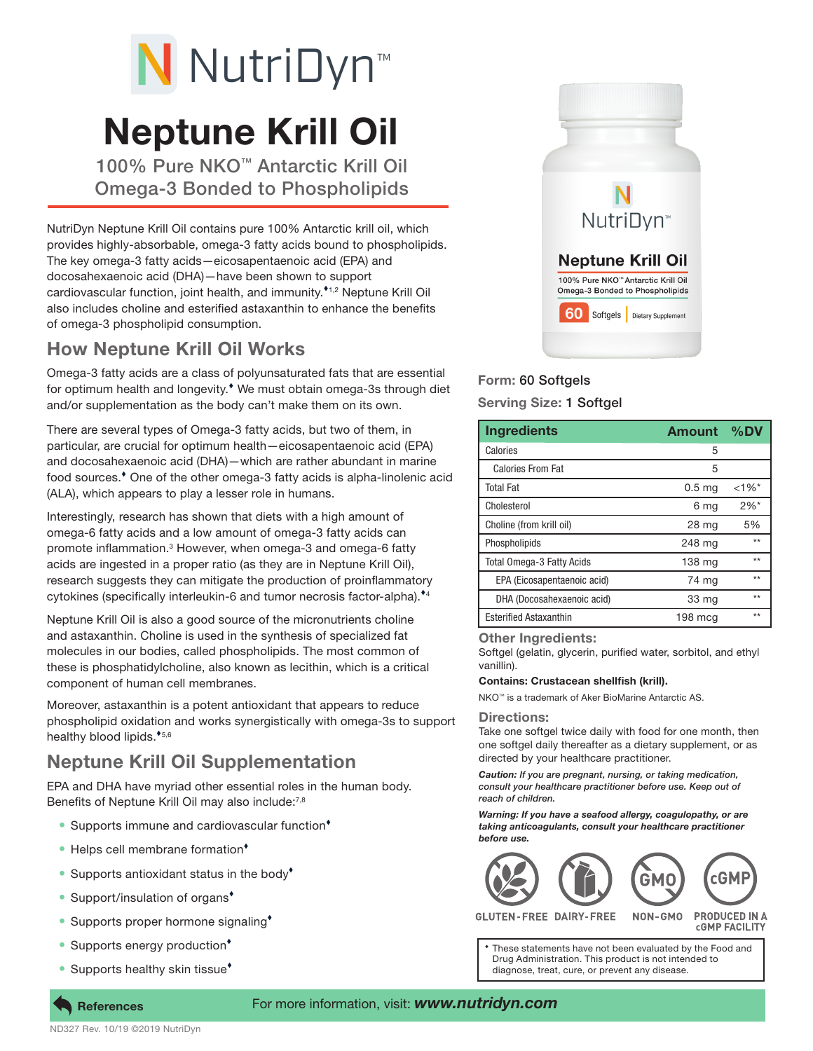# NutriDyn™

# Neptune Krill Oil

## 100% Pure NKO™ Antarctic Krill Oil Omega-3 Bonded to Phospholipids

NutriDyn Neptune Krill Oil contains pure 100% Antarctic krill oil, which provides highly-absorbable, omega-3 fatty acids bound to phospholipids. The key omega-3 fatty acids—eicosapentaenoic acid (EPA) and docosahexaenoic acid (DHA)—have been shown to support cardiovascular function, joint health, and immunity.♦[1,2] Neptune Krill Oil also includes choline and esterified astaxanthin to enhance the benefits of omega-3 phospholipid consumption.

## How Neptune Krill Oil Works

Omega-3 fatty acids are a class of polyunsaturated fats that are essential for optimum health and longevity.♦ We must obtain omega-3s through diet and/or supplementation as the body can't make them on its own.

There are several types of Omega-3 fatty acids, but two of them, in particular, are crucial for optimum health—eicosapentaenoic acid (EPA) and docosahexaenoic acid (DHA)—which are rather abundant in marine food sources.♦ One of the other omega-3 fatty acids is alpha-linolenic acid (ALA), which appears to play a lesser role in humans.

Interestingly, research has shown that diets with a high amount of omega-6 fatty acids and a low amount of omega-3 fatty acids can promote inflammation.[3] However, when omega-3 and omega-6 fatty acids are ingested in a proper ratio (as they are in Neptune Krill Oil), research suggests they can mitigate the production of proinflammatory cytokines (specifically interleukin-6 and tumor necrosis factor-alpha).♦[4]

Neptune Krill Oil is also a good source of the micronutrients choline and astaxanthin. Choline is used in the synthesis of specialized fat molecules in our bodies, called phospholipids. The most common of these is phosphatidylcholine, also known as lecithin, which is a critical component of human cell membranes.

Moreover, astaxanthin is a potent antioxidant that appears to reduce phospholipid oxidation and works synergistically with omega-3s to support healthy blood lipids.♦[5,6]

## Neptune Krill Oil Supplementation

EPA and DHA have myriad other essential roles in the human body. Benefits of Neptune Krill Oil may also include:[7,8]

- Supports immune and cardiovascular function♦
- Helps cell membrane formation♦
- Supports antioxidant status in the body♦
- Support/insulation of organs♦
- Supports proper hormone signaling♦
- Supports energy production♦
- Supports healthy skin tissue♦

**Form:** 60 Softgels

**Serving Size:** 1 Softgel

| Ingredients | Amount | %DV |
|---|---|---|
| Calories | 5 | |
| Calories From Fat | 5 | |
| Total Fat | 0.5 mg | <1%* |
| Cholesterol | 6 mg | 2%* |
| Choline (from krill oil) | 28 mg | 5% |
| Phospholipids | 248 mg | ** |
| Total Omega-3 Fatty Acids | 138 mg | ** |
| EPA (Eicosapentaenoic acid) | 74 mg | ** |
| DHA (Docosahexaenoic acid) | 33 mg | ** |
| Esterified Astaxanthin | 198 mcg | ** |

### Other Ingredients:

Softgel (gelatin, glycerin, purified water, sorbitol, and ethyl vanillin).

**Contains: Crustacean shellfish (krill).**

NKO™ is a trademark of Aker BioMarine Antarctic AS.

### Directions:

Take one softgel twice daily with food for one month, then one softgel daily thereafter as a dietary supplement, or as directed by your healthcare practitioner.

***Caution:** If you are pregnant, nursing, or taking medication, consult your healthcare practitioner before use. Keep out of reach of children.*

***Warning:** If you have a seafood allergy, coagulopathy, or are taking anticoagulants, consult your healthcare practitioner before use.*

GLUTEN-FREE · DAIRY-FREE · NON-GMO · PRODUCED IN A cGMP FACILITY

♦ These statements have not been evaluated by the Food and Drug Administration. This product is not intended to diagnose, treat, cure, or prevent any disease.

**References**

For more information, visit: ***www.nutridyn.com***

ND327 Rev. 10/19 ©2019 NutriDyn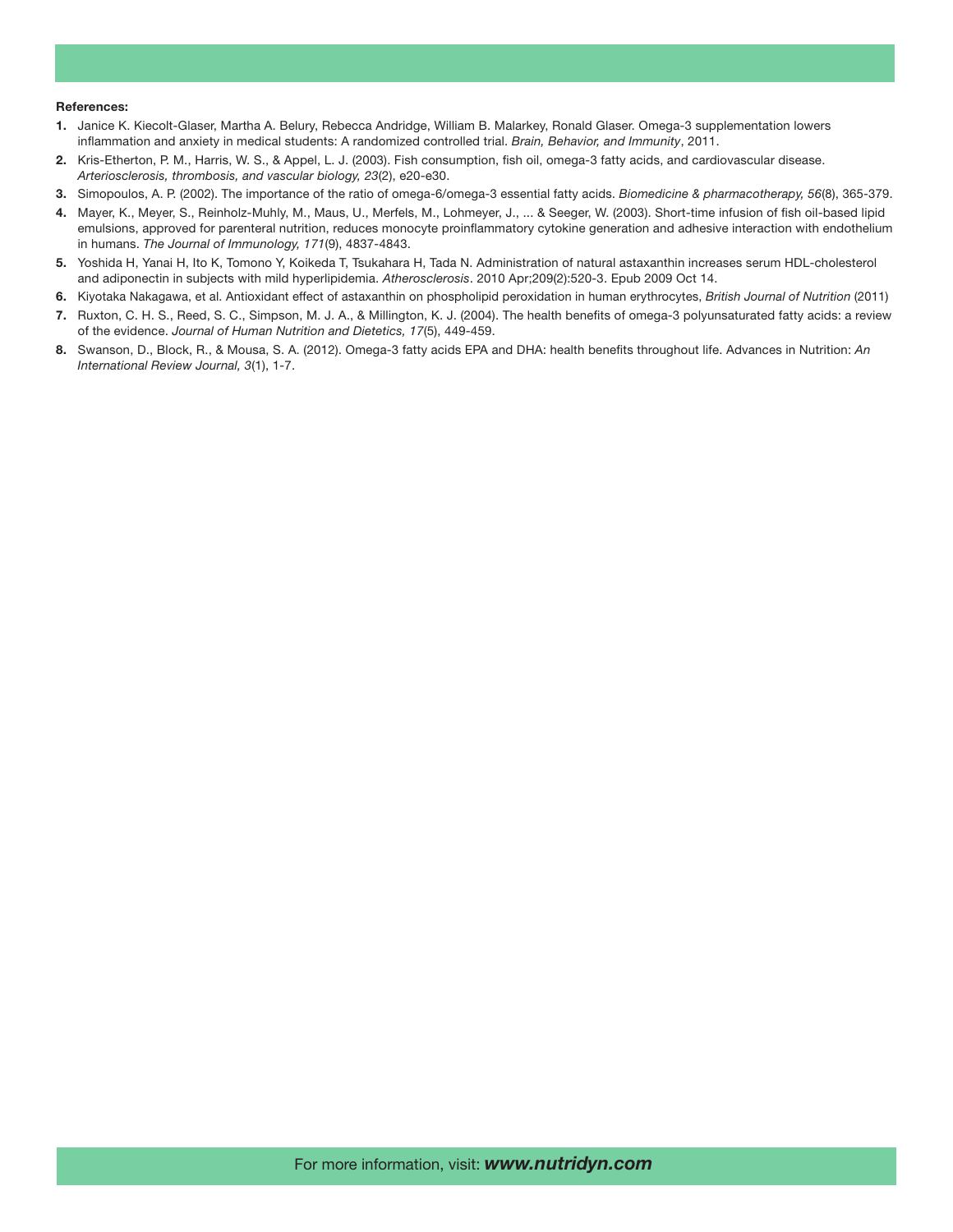**References:**

1. Janice K. Kiecolt-Glaser, Martha A. Belury, Rebecca Andridge, William B. Malarkey, Ronald Glaser. Omega-3 supplementation lowers inflammation and anxiety in medical students: A randomized controlled trial. *Brain, Behavior, and Immunity*, 2011.
2. Kris-Etherton, P. M., Harris, W. S., & Appel, L. J. (2003). Fish consumption, fish oil, omega-3 fatty acids, and cardiovascular disease. *Arteriosclerosis, thrombosis, and vascular biology, 23*(2), e20-e30.
3. Simopoulos, A. P. (2002). The importance of the ratio of omega-6/omega-3 essential fatty acids. *Biomedicine & pharmacotherapy, 56*(8), 365-379.
4. Mayer, K., Meyer, S., Reinholz-Muhly, M., Maus, U., Merfels, M., Lohmeyer, J., ... & Seeger, W. (2003). Short-time infusion of fish oil-based lipid emulsions, approved for parenteral nutrition, reduces monocyte proinflammatory cytokine generation and adhesive interaction with endothelium in humans. *The Journal of Immunology, 171*(9), 4837-4843.
5. Yoshida H, Yanai H, Ito K, Tomono Y, Koikeda T, Tsukahara H, Tada N. Administration of natural astaxanthin increases serum HDL-cholesterol and adiponectin in subjects with mild hyperlipidemia. *Atherosclerosis*. 2010 Apr;209(2):520-3. Epub 2009 Oct 14.
6. Kiyotaka Nakagawa, et al. Antioxidant effect of astaxanthin on phospholipid peroxidation in human erythrocytes, *British Journal of Nutrition* (2011)
7. Ruxton, C. H. S., Reed, S. C., Simpson, M. J. A., & Millington, K. J. (2004). The health benefits of omega-3 polyunsaturated fatty acids: a review of the evidence. *Journal of Human Nutrition and Dietetics, 17*(5), 449-459.
8. Swanson, D., Block, R., & Mousa, S. A. (2012). Omega-3 fatty acids EPA and DHA: health benefits throughout life. Advances in Nutrition: *An International Review Journal, 3*(1), 1-7.

For more information, visit: ***www.nutridyn.com***